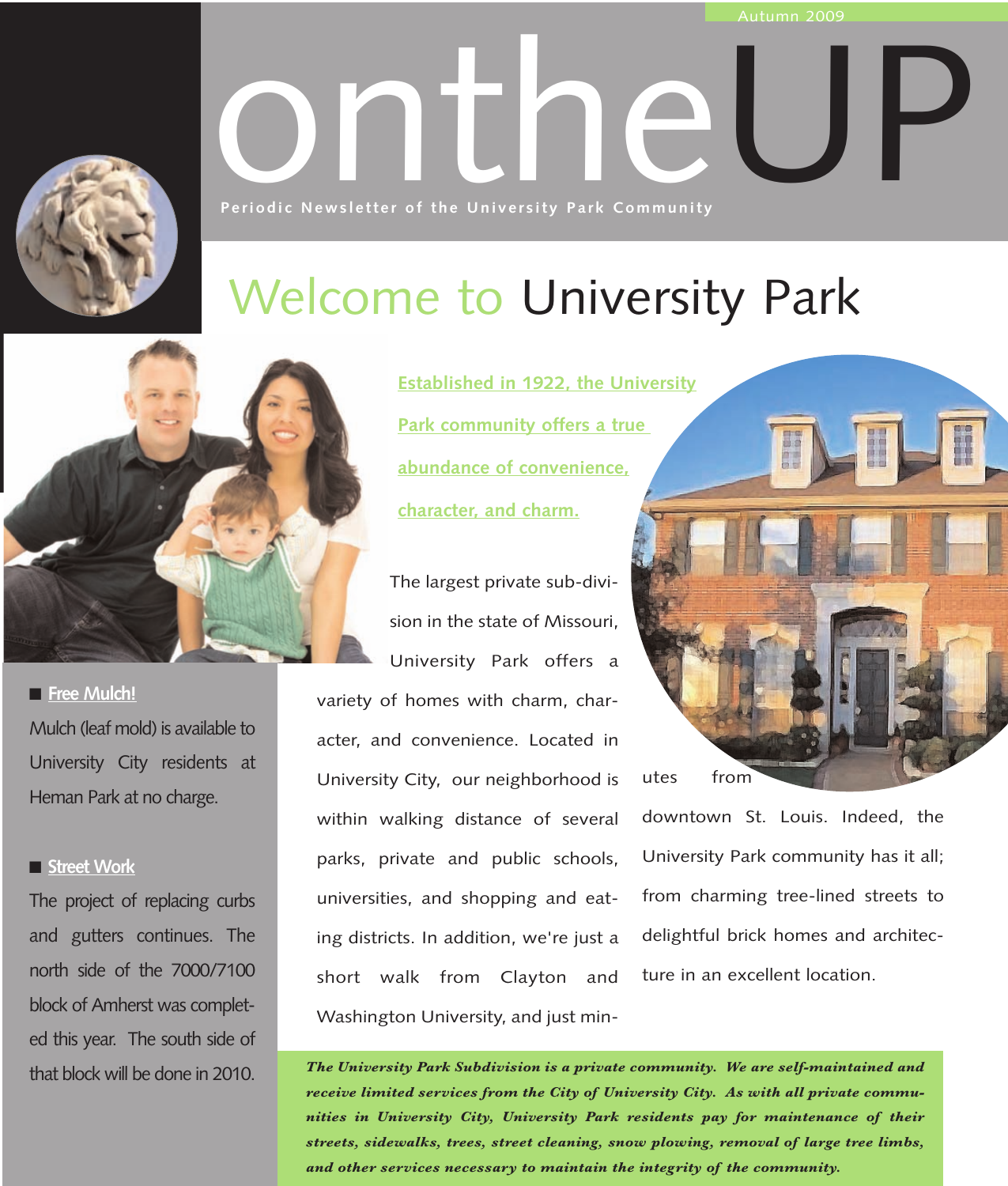Autumn 2009

# ontheUP

**Periodic Newsletter of the University Park Community**

## Welcome to University Park

**Established in 1922, the University Park community offers a true abundance of convenience, character, and charm.**

The largest private sub-division in the state of Missouri, University Park offers a variety of homes with charm, character, and convenience. Located in University City, our neighborhood is within walking distance of several parks, private and public schools, universities, and shopping and eating districts. In addition, we're just a short walk from Clayton and Washington University, and just minutes from downtown St. Louis. Indeed, the University Park community has it all; from charming tree-lined streets to delightful brick homes and architecture in an excellent location.

***The University Park Subdivision is a private community. We are self-maintained and receive limited services from the City of University City. As with all private communities in University City, University Park residents pay for maintenance of their streets, sidewalks, trees, street cleaning, snow plowing, removal of large tree limbs, and other services necessary to maintain the integrity of the community.***

### Free Mulch!

Mulch (leaf mold) is available to University City residents at Heman Park at no charge.

### Street Work

The project of replacing curbs and gutters continues. The north side of the 7000/7100 block of Amherst was completed this year. The south side of that block will be done in 2010.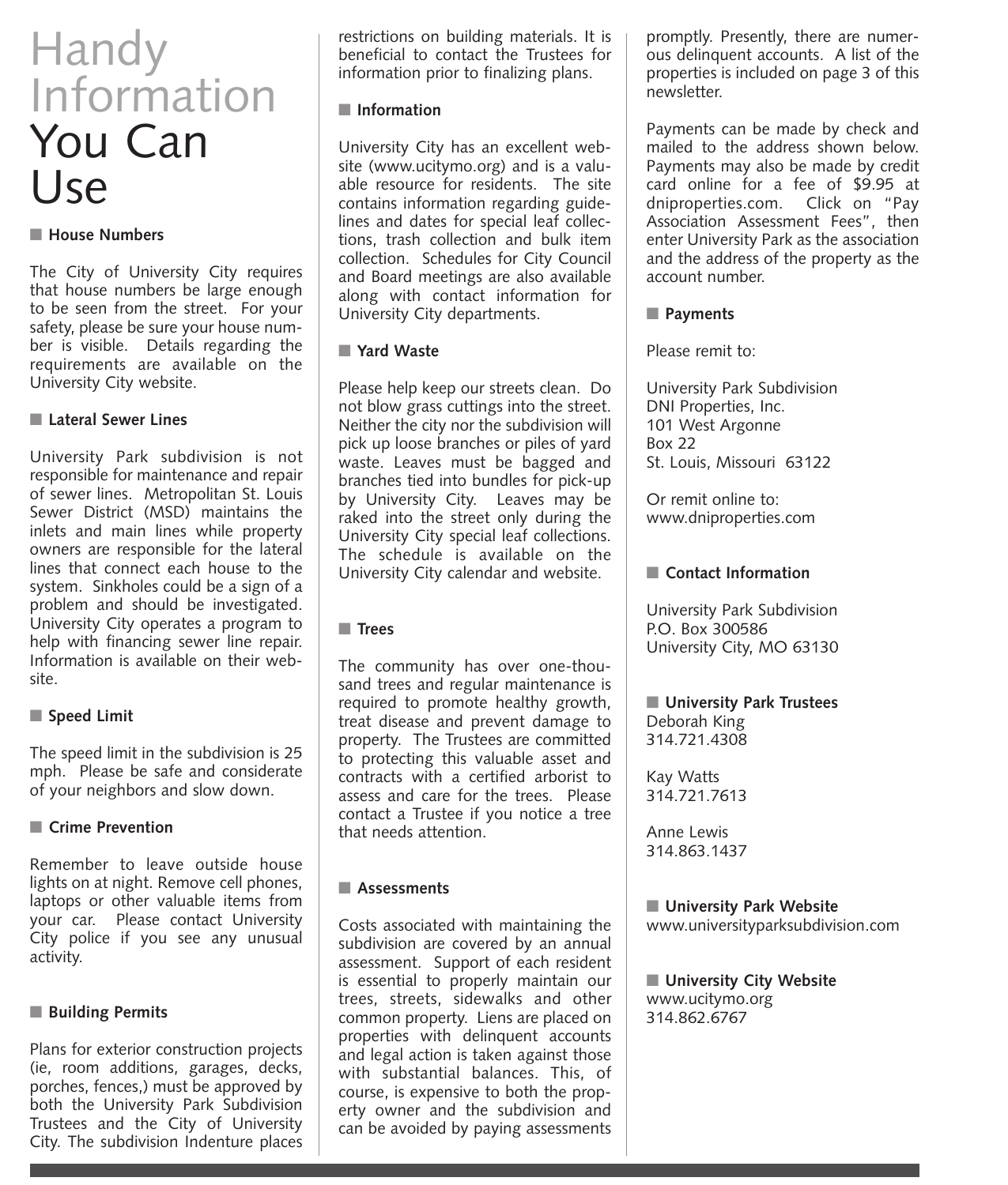# Handy Information You Can Use

### House Numbers

The City of University City requires that house numbers be large enough to be seen from the street. For your safety, please be sure your house number is visible. Details regarding the requirements are available on the University City website.

### Lateral Sewer Lines

University Park subdivision is not responsible for maintenance and repair of sewer lines. Metropolitan St. Louis Sewer District (MSD) maintains the inlets and main lines while property owners are responsible for the lateral lines that connect each house to the system. Sinkholes could be a sign of a problem and should be investigated. University City operates a program to help with financing sewer line repair. Information is available on their website.

### Speed Limit

The speed limit in the subdivision is 25 mph. Please be safe and considerate of your neighbors and slow down.

### Crime Prevention

Remember to leave outside house lights on at night. Remove cell phones, laptops or other valuable items from your car. Please contact University City police if you see any unusual activity.

### Building Permits

Plans for exterior construction projects (ie, room additions, garages, decks, porches, fences,) must be approved by both the University Park Subdivision Trustees and the City of University City. The subdivision Indenture places restrictions on building materials. It is beneficial to contact the Trustees for information prior to finalizing plans.

### Information

University City has an excellent website (www.ucitymo.org) and is a valuable resource for residents. The site contains information regarding guidelines and dates for special leaf collections, trash collection and bulk item collection. Schedules for City Council and Board meetings are also available along with contact information for University City departments.

### Yard Waste

Please help keep our streets clean. Do not blow grass cuttings into the street. Neither the city nor the subdivision will pick up loose branches or piles of yard waste. Leaves must be bagged and branches tied into bundles for pick-up by University City. Leaves may be raked into the street only during the University City special leaf collections. The schedule is available on the University City calendar and website.

### Trees

The community has over one-thousand trees and regular maintenance is required to promote healthy growth, treat disease and prevent damage to property. The Trustees are committed to protecting this valuable asset and contracts with a certified arborist to assess and care for the trees. Please contact a Trustee if you notice a tree that needs attention.

### Assessments

Costs associated with maintaining the subdivision are covered by an annual assessment. Support of each resident is essential to properly maintain our trees, streets, sidewalks and other common property. Liens are placed on properties with delinquent accounts and legal action is taken against those with substantial balances. This, of course, is expensive to both the property owner and the subdivision and can be avoided by paying assessments promptly. Presently, there are numerous delinquent accounts. A list of the properties is included on page 3 of this newsletter.

Payments can be made by check and mailed to the address shown below. Payments may also be made by credit card online for a fee of $9.95 at dniproperties.com. Click on "Pay Association Assessment Fees", then enter University Park as the association and the address of the property as the account number.

### Payments

Please remit to:

University Park Subdivision
DNI Properties, Inc.
101 West Argonne
Box 22
St. Louis, Missouri 63122

Or remit online to:
www.dniproperties.com

### Contact Information

University Park Subdivision
P.O. Box 300586
University City, MO 63130

### University Park Trustees

Deborah King
314.721.4308

Kay Watts
314.721.7613

Anne Lewis
314.863.1437

### University Park Website

www.universityparksubdivision.com

### University City Website

www.ucitymo.org
314.862.6767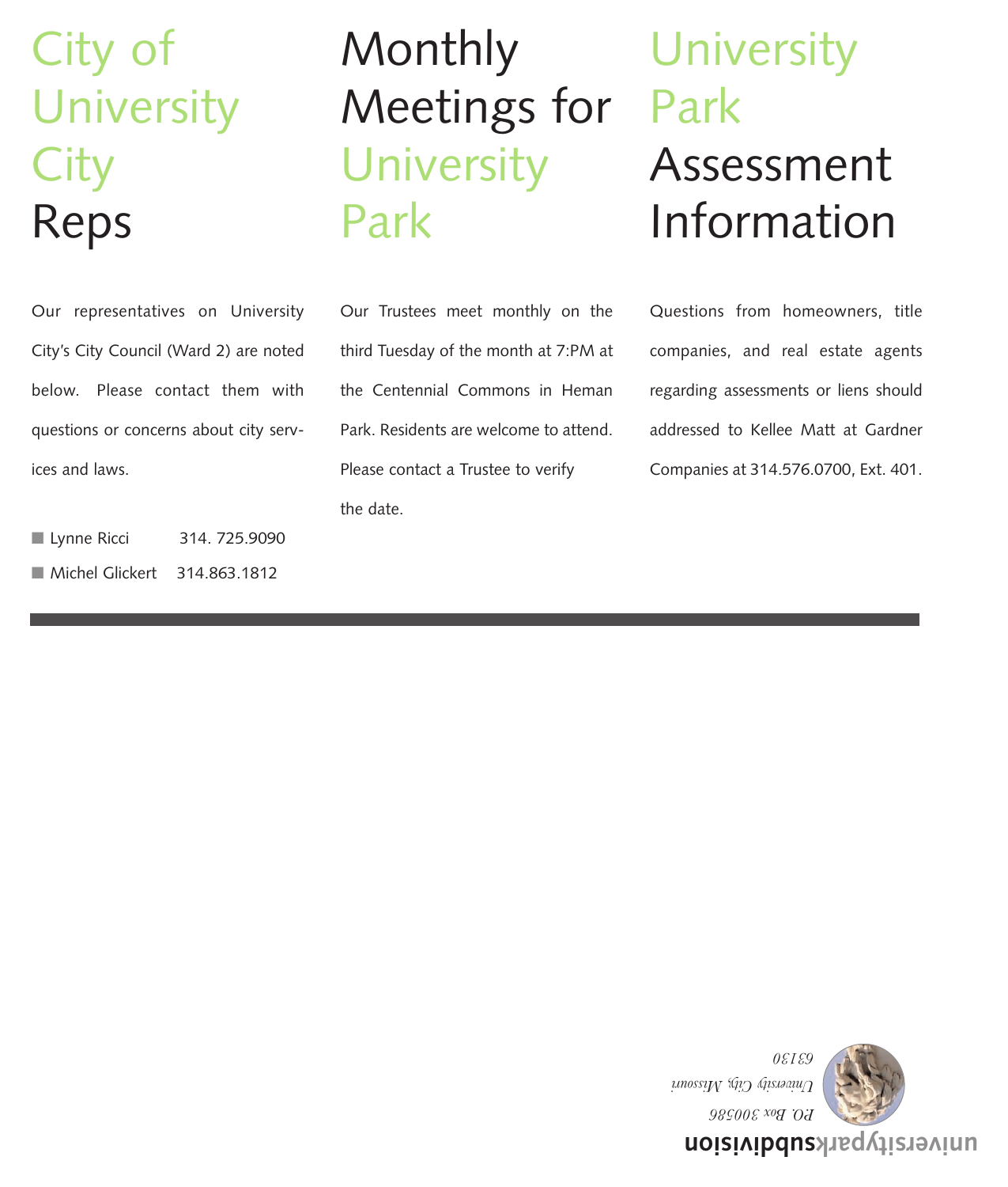## City of University City Reps

Our representatives on University City's City Council (Ward 2) are noted below. Please contact them with questions or concerns about city services and laws.

- Lynne Ricci 314. 725.9090
- Michel Glickert 314.863.1812

## Monthly Meetings for University Park

Our Trustees meet monthly on the third Tuesday of the month at 7:PM at the Centennial Commons in Heman Park. Residents are welcome to attend. Please contact a Trustee to verify the date.

## University Park Assessment Information

Questions from homeowners, title companies, and real estate agents regarding assessments or liens should addressed to Kellee Matt at Gardner Companies at 314.576.0700, Ext. 401.

**universityparksubdivision**

*P.O. Box 300586*
*University City, Missouri*
*63130*